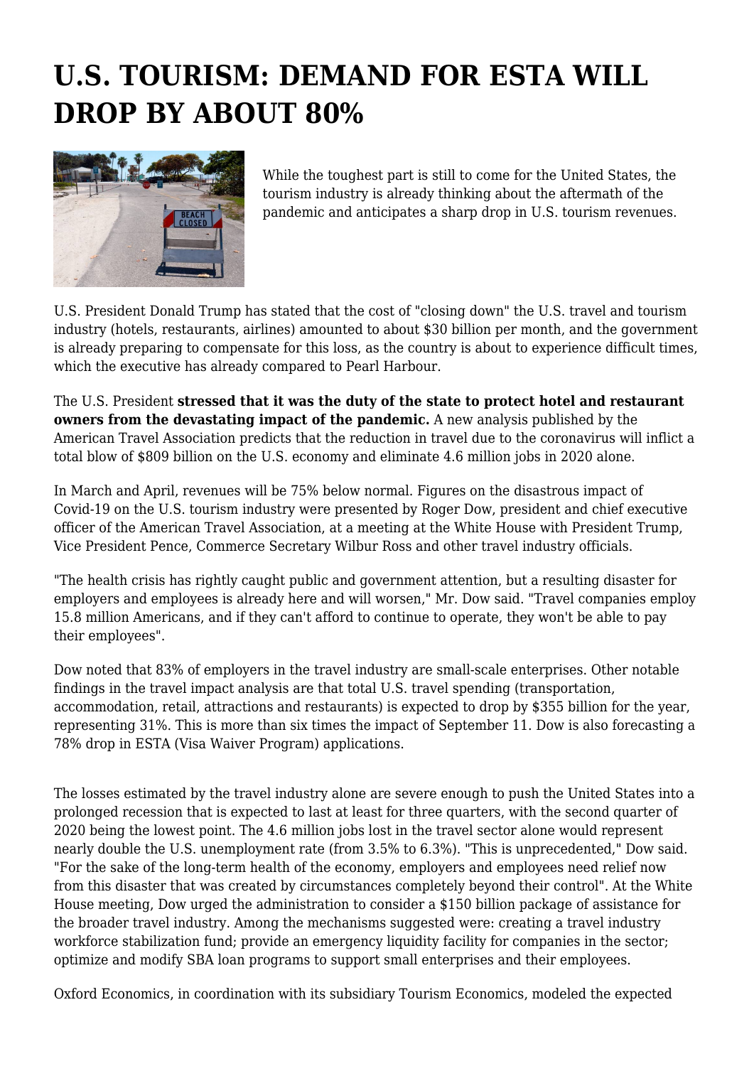# U.S. TOURISM: DEMAND FOR ESTA WILL DROP BY ABOUT 80%

While the toughest part is still to come for the United States, the tourism industry is already thinking about the aftermath of the pandemic and anticipates a sharp drop in U.S. tourism revenues.

U.S. President Donald Trump has stated that the cost of "closing down" the U.S. travel and tourism industry (hotels, restaurants, airlines) amounted to about $30 billion per month, and the government is already preparing to compensate for this loss, as the country is about to experience difficult times, which the executive has already compared to Pearl Harbour.

The U.S. President **stressed that it was the duty of the state to protect hotel and restaurant owners from the devastating impact of the pandemic.** A new analysis published by the American Travel Association predicts that the reduction in travel due to the coronavirus will inflict a total blow of $809 billion on the U.S. economy and eliminate 4.6 million jobs in 2020 alone.

In March and April, revenues will be 75% below normal. Figures on the disastrous impact of Covid-19 on the U.S. tourism industry were presented by Roger Dow, president and chief executive officer of the American Travel Association, at a meeting at the White House with President Trump, Vice President Pence, Commerce Secretary Wilbur Ross and other travel industry officials.

"The health crisis has rightly caught public and government attention, but a resulting disaster for employers and employees is already here and will worsen," Mr. Dow said. "Travel companies employ 15.8 million Americans, and if they can't afford to continue to operate, they won't be able to pay their employees".

Dow noted that 83% of employers in the travel industry are small-scale enterprises. Other notable findings in the travel impact analysis are that total U.S. travel spending (transportation, accommodation, retail, attractions and restaurants) is expected to drop by $355 billion for the year, representing 31%. This is more than six times the impact of September 11. Dow is also forecasting a 78% drop in ESTA (Visa Waiver Program) applications.

The losses estimated by the travel industry alone are severe enough to push the United States into a prolonged recession that is expected to last at least for three quarters, with the second quarter of 2020 being the lowest point. The 4.6 million jobs lost in the travel sector alone would represent nearly double the U.S. unemployment rate (from 3.5% to 6.3%). "This is unprecedented," Dow said. "For the sake of the long-term health of the economy, employers and employees need relief now from this disaster that was created by circumstances completely beyond their control". At the White House meeting, Dow urged the administration to consider a $150 billion package of assistance for the broader travel industry. Among the mechanisms suggested were: creating a travel industry workforce stabilization fund; provide an emergency liquidity facility for companies in the sector; optimize and modify SBA loan programs to support small enterprises and their employees.

Oxford Economics, in coordination with its subsidiary Tourism Economics, modeled the expected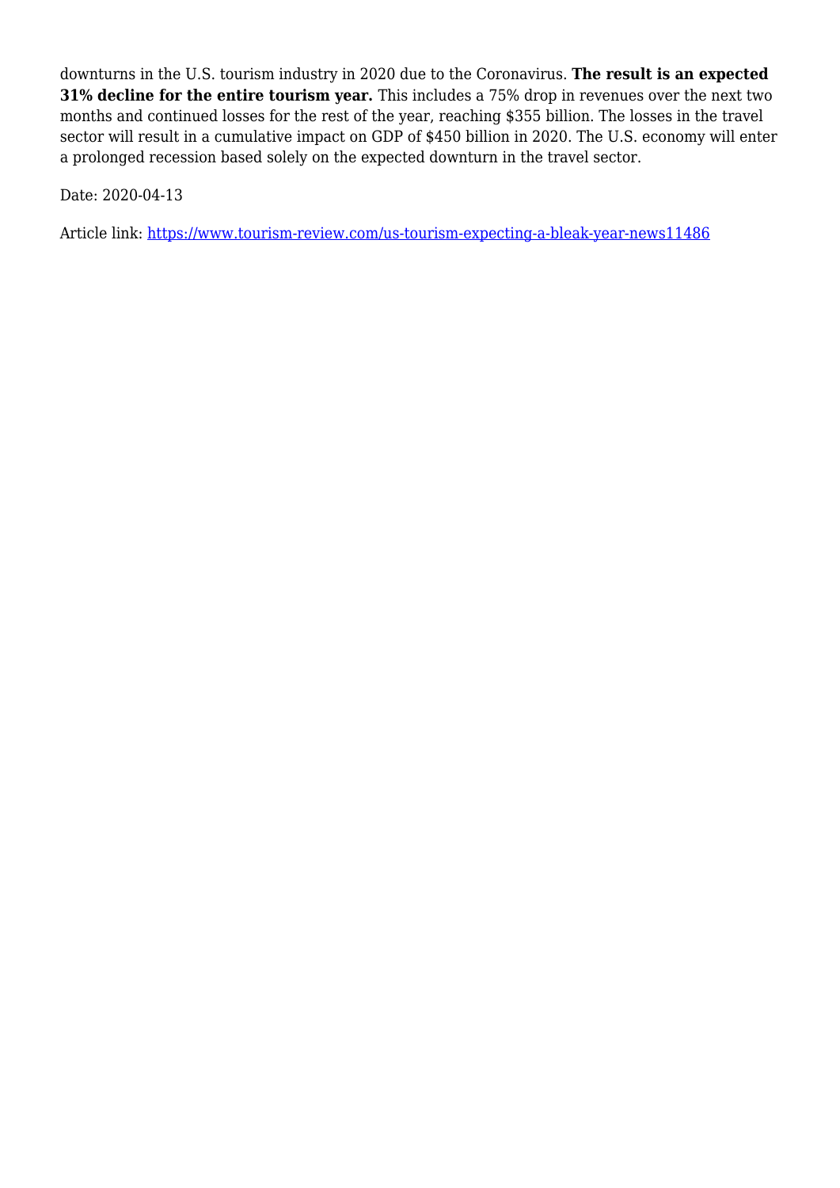downturns in the U.S. tourism industry in 2020 due to the Coronavirus. **The result is an expected 31% decline for the entire tourism year.** This includes a 75% drop in revenues over the next two months and continued losses for the rest of the year, reaching $355 billion. The losses in the travel sector will result in a cumulative impact on GDP of $450 billion in 2020. The U.S. economy will enter a prolonged recession based solely on the expected downturn in the travel sector.

Date: 2020-04-13

Article link: [https://www.tourism-review.com/us-tourism-expecting-a-bleak-year-news11486](https://www.tourism-review.com/us-tourism-expecting-a-bleak-year-news11486)